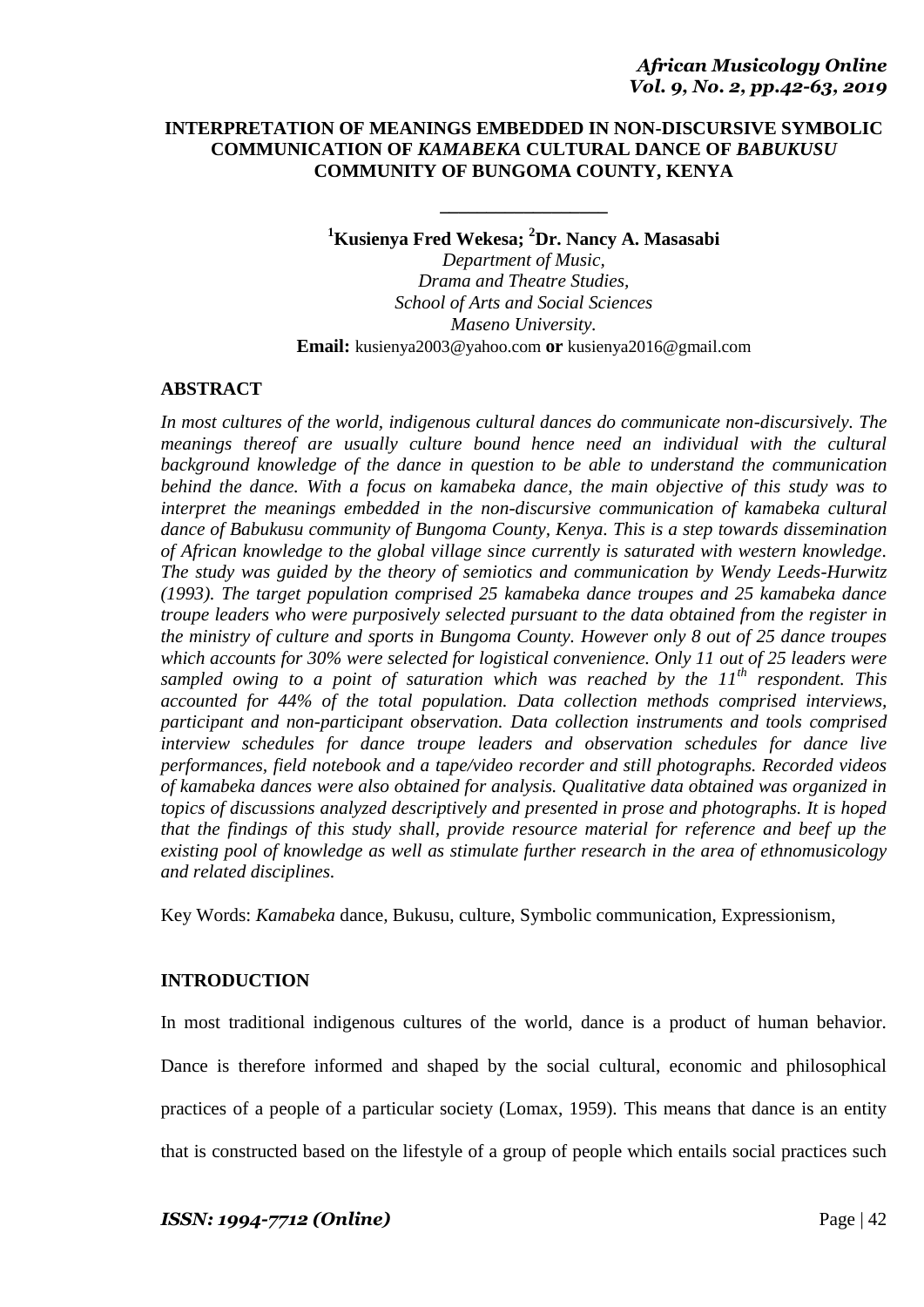# INTERPRETATION OF MEANINGS EMBEDDED IN NON-DISCURSIVE SYMBOLIC COMMUNICATION OF *KAMABEKA* CULTURAL DANCE OF *BABUKUSU* COMMUNITY OF BUNGOMA COUNTY, KENYA

**[1]Kusienya Fred Wekesa; [2]Dr. Nancy A. Masasabi**

*Department of Music,*
*Drama and Theatre Studies,*
*School of Arts and Social Sciences*
*Maseno University.*

**Email:** kusienya2003@yahoo.com **or** kusienya2016@gmail.com

## ABSTRACT

*In most cultures of the world, indigenous cultural dances do communicate non-discursively. The meanings thereof are usually culture bound hence need an individual with the cultural background knowledge of the dance in question to be able to understand the communication behind the dance. With a focus on kamabeka dance, the main objective of this study was to interpret the meanings embedded in the non-discursive communication of kamabeka cultural dance of Babukusu community of Bungoma County, Kenya. This is a step towards dissemination of African knowledge to the global village since currently is saturated with western knowledge. The study was guided by the theory of semiotics and communication by Wendy Leeds-Hurwitz (1993). The target population comprised 25 kamabeka dance troupes and 25 kamabeka dance troupe leaders who were purposively selected pursuant to the data obtained from the register in the ministry of culture and sports in Bungoma County. However only 8 out of 25 dance troupes which accounts for 30% were selected for logistical convenience. Only 11 out of 25 leaders were sampled owing to a point of saturation which was reached by the 11th respondent. This accounted for 44% of the total population. Data collection methods comprised interviews, participant and non-participant observation. Data collection instruments and tools comprised interview schedules for dance troupe leaders and observation schedules for dance live performances, field notebook and a tape/video recorder and still photographs. Recorded videos of kamabeka dances were also obtained for analysis. Qualitative data obtained was organized in topics of discussions analyzed descriptively and presented in prose and photographs. It is hoped that the findings of this study shall, provide resource material for reference and beef up the existing pool of knowledge as well as stimulate further research in the area of ethnomusicology and related disciplines.*

Key Words: *Kamabeka* dance, Bukusu, culture, Symbolic communication, Expressionism,

## INTRODUCTION

In most traditional indigenous cultures of the world, dance is a product of human behavior. Dance is therefore informed and shaped by the social cultural, economic and philosophical practices of a people of a particular society (Lomax, 1959). This means that dance is an entity that is constructed based on the lifestyle of a group of people which entails social practices such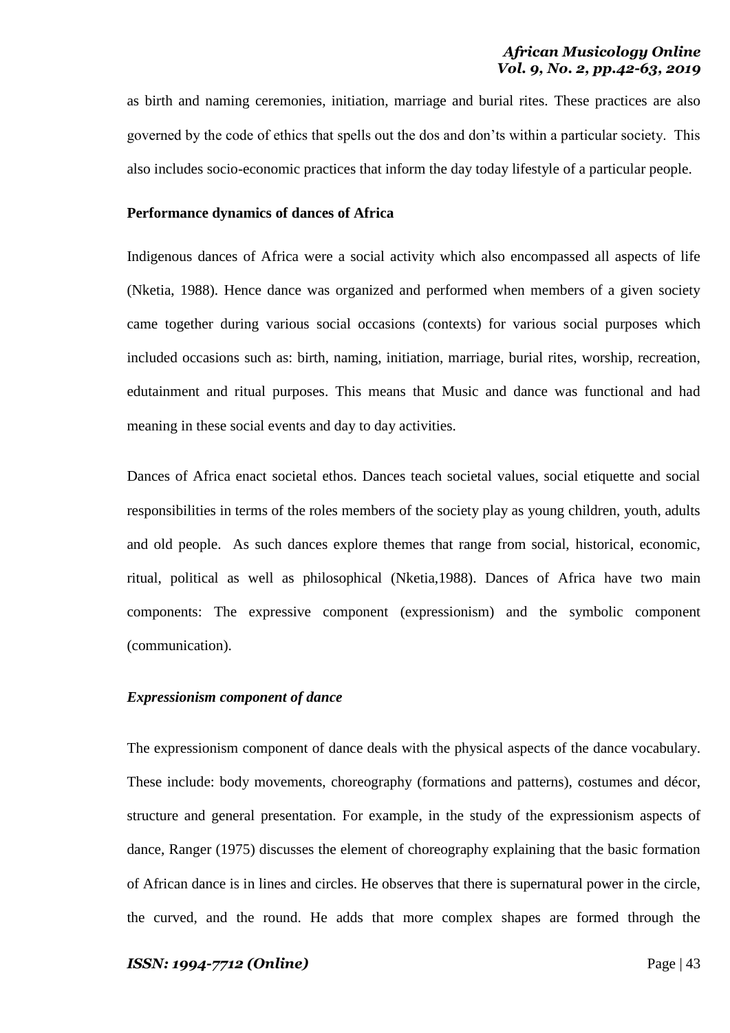as birth and naming ceremonies, initiation, marriage and burial rites. These practices are also governed by the code of ethics that spells out the dos and don'ts within a particular society. This also includes socio-economic practices that inform the day today lifestyle of a particular people.

### Performance dynamics of dances of Africa

Indigenous dances of Africa were a social activity which also encompassed all aspects of life (Nketia, 1988). Hence dance was organized and performed when members of a given society came together during various social occasions (contexts) for various social purposes which included occasions such as: birth, naming, initiation, marriage, burial rites, worship, recreation, edutainment and ritual purposes. This means that Music and dance was functional and had meaning in these social events and day to day activities.

Dances of Africa enact societal ethos. Dances teach societal values, social etiquette and social responsibilities in terms of the roles members of the society play as young children, youth, adults and old people. As such dances explore themes that range from social, historical, economic, ritual, political as well as philosophical (Nketia,1988). Dances of Africa have two main components: The expressive component (expressionism) and the symbolic component (communication).

#### *Expressionism component of dance*

The expressionism component of dance deals with the physical aspects of the dance vocabulary. These include: body movements, choreography (formations and patterns), costumes and décor, structure and general presentation. For example, in the study of the expressionism aspects of dance, Ranger (1975) discusses the element of choreography explaining that the basic formation of African dance is in lines and circles. He observes that there is supernatural power in the circle, the curved, and the round. He adds that more complex shapes are formed through the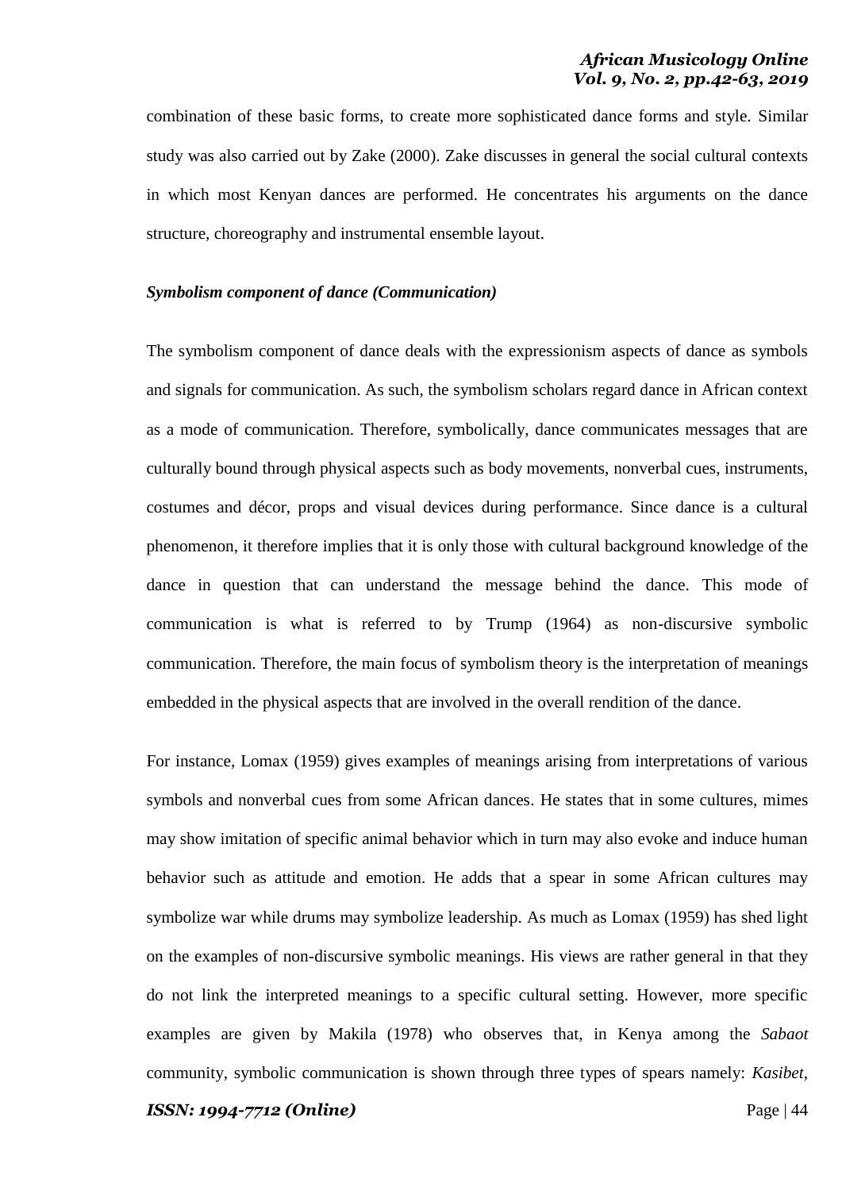combination of these basic forms, to create more sophisticated dance forms and style. Similar study was also carried out by Zake (2000). Zake discusses in general the social cultural contexts in which most Kenyan dances are performed. He concentrates his arguments on the dance structure, choreography and instrumental ensemble layout.

***Symbolism component of dance (Communication)***

The symbolism component of dance deals with the expressionism aspects of dance as symbols and signals for communication. As such, the symbolism scholars regard dance in African context as a mode of communication. Therefore, symbolically, dance communicates messages that are culturally bound through physical aspects such as body movements, nonverbal cues, instruments, costumes and décor, props and visual devices during performance. Since dance is a cultural phenomenon, it therefore implies that it is only those with cultural background knowledge of the dance in question that can understand the message behind the dance. This mode of communication is what is referred to by Trump (1964) as non-discursive symbolic communication. Therefore, the main focus of symbolism theory is the interpretation of meanings embedded in the physical aspects that are involved in the overall rendition of the dance.

For instance, Lomax (1959) gives examples of meanings arising from interpretations of various symbols and nonverbal cues from some African dances. He states that in some cultures, mimes may show imitation of specific animal behavior which in turn may also evoke and induce human behavior such as attitude and emotion. He adds that a spear in some African cultures may symbolize war while drums may symbolize leadership. As much as Lomax (1959) has shed light on the examples of non-discursive symbolic meanings. His views are rather general in that they do not link the interpreted meanings to a specific cultural setting. However, more specific examples are given by Makila (1978) who observes that, in Kenya among the *Sabaot* community, symbolic communication is shown through three types of spears namely: *Kasibet*,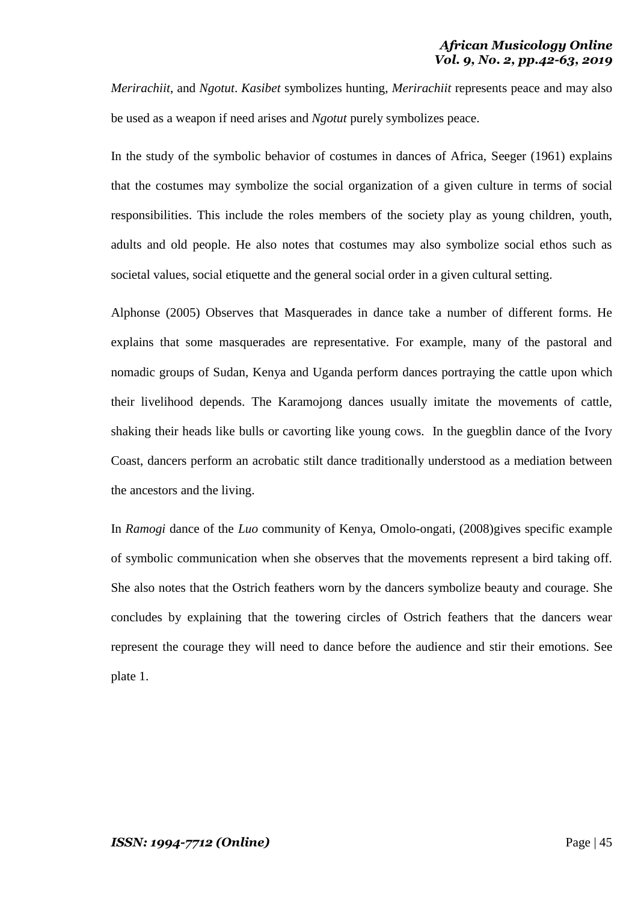*Merirachiit*, and *Ngotut*. *Kasibet* symbolizes hunting, *Merirachiit* represents peace and may also be used as a weapon if need arises and *Ngotut* purely symbolizes peace.

In the study of the symbolic behavior of costumes in dances of Africa, Seeger (1961) explains that the costumes may symbolize the social organization of a given culture in terms of social responsibilities. This include the roles members of the society play as young children, youth, adults and old people. He also notes that costumes may also symbolize social ethos such as societal values, social etiquette and the general social order in a given cultural setting.

Alphonse (2005) Observes that Masquerades in dance take a number of different forms. He explains that some masquerades are representative. For example, many of the pastoral and nomadic groups of Sudan, Kenya and Uganda perform dances portraying the cattle upon which their livelihood depends. The Karamojong dances usually imitate the movements of cattle, shaking their heads like bulls or cavorting like young cows. In the guegblin dance of the Ivory Coast, dancers perform an acrobatic stilt dance traditionally understood as a mediation between the ancestors and the living.

In *Ramogi* dance of the *Luo* community of Kenya, Omolo-ongati, (2008)gives specific example of symbolic communication when she observes that the movements represent a bird taking off. She also notes that the Ostrich feathers worn by the dancers symbolize beauty and courage. She concludes by explaining that the towering circles of Ostrich feathers that the dancers wear represent the courage they will need to dance before the audience and stir their emotions. See plate 1.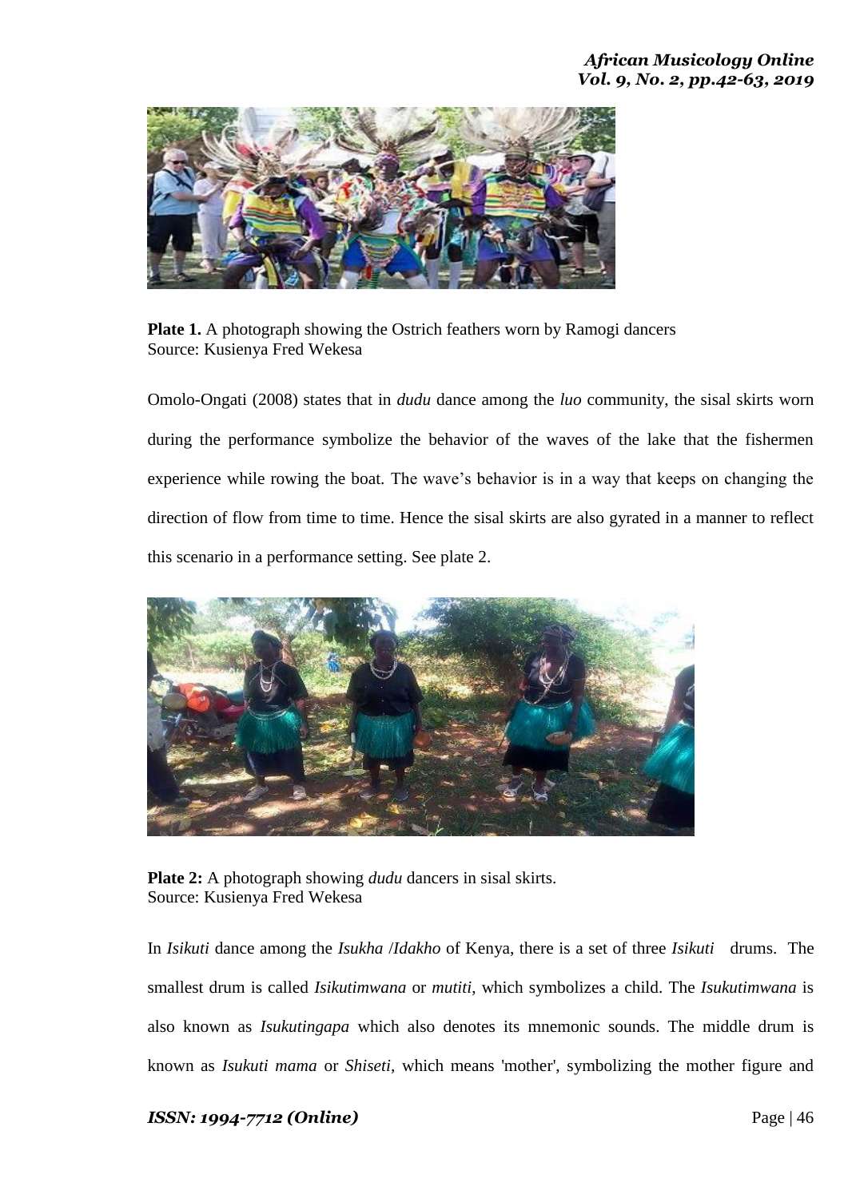**Plate 1.** A photograph showing the Ostrich feathers worn by Ramogi dancers
Source: Kusienya Fred Wekesa

Omolo-Ongati (2008) states that in *dudu* dance among the *luo* community, the sisal skirts worn during the performance symbolize the behavior of the waves of the lake that the fishermen experience while rowing the boat. The wave's behavior is in a way that keeps on changing the direction of flow from time to time. Hence the sisal skirts are also gyrated in a manner to reflect this scenario in a performance setting. See plate 2.

**Plate 2:** A photograph showing *dudu* dancers in sisal skirts.
Source: Kusienya Fred Wekesa

In *Isikuti* dance among the *Isukha* /*Idakho* of Kenya, there is a set of three *Isikuti* drums. The smallest drum is called *Isikutimwana* or *mutiti*, which symbolizes a child. The *Isukutimwana* is also known as *Isukutingapa* which also denotes its mnemonic sounds. The middle drum is known as *Isukuti mama* or *Shiseti*, which means 'mother', symbolizing the mother figure and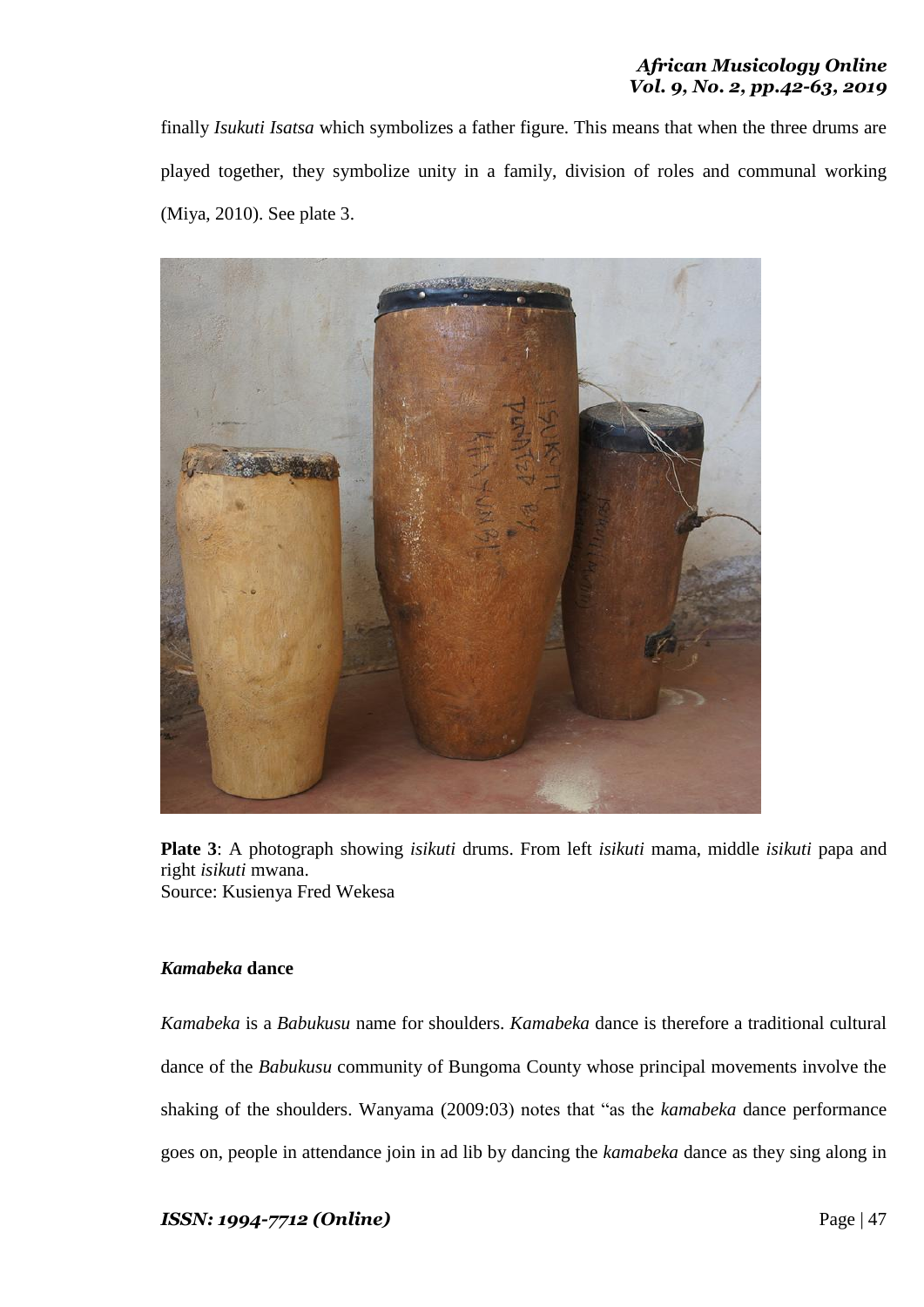finally *Isukuti Isatsa* which symbolizes a father figure. This means that when the three drums are played together, they symbolize unity in a family, division of roles and communal working (Miya, 2010). See plate 3.

**Plate 3**: A photograph showing *isikuti* drums. From left *isikuti* mama, middle *isikuti* papa and right *isikuti* mwana.
Source: Kusienya Fred Wekesa

### *Kamabeka* dance

*Kamabeka* is a *Babukusu* name for shoulders. *Kamabeka* dance is therefore a traditional cultural dance of the *Babukusu* community of Bungoma County whose principal movements involve the shaking of the shoulders. Wanyama (2009:03) notes that "as the *kamabeka* dance performance goes on, people in attendance join in ad lib by dancing the *kamabeka* dance as they sing along in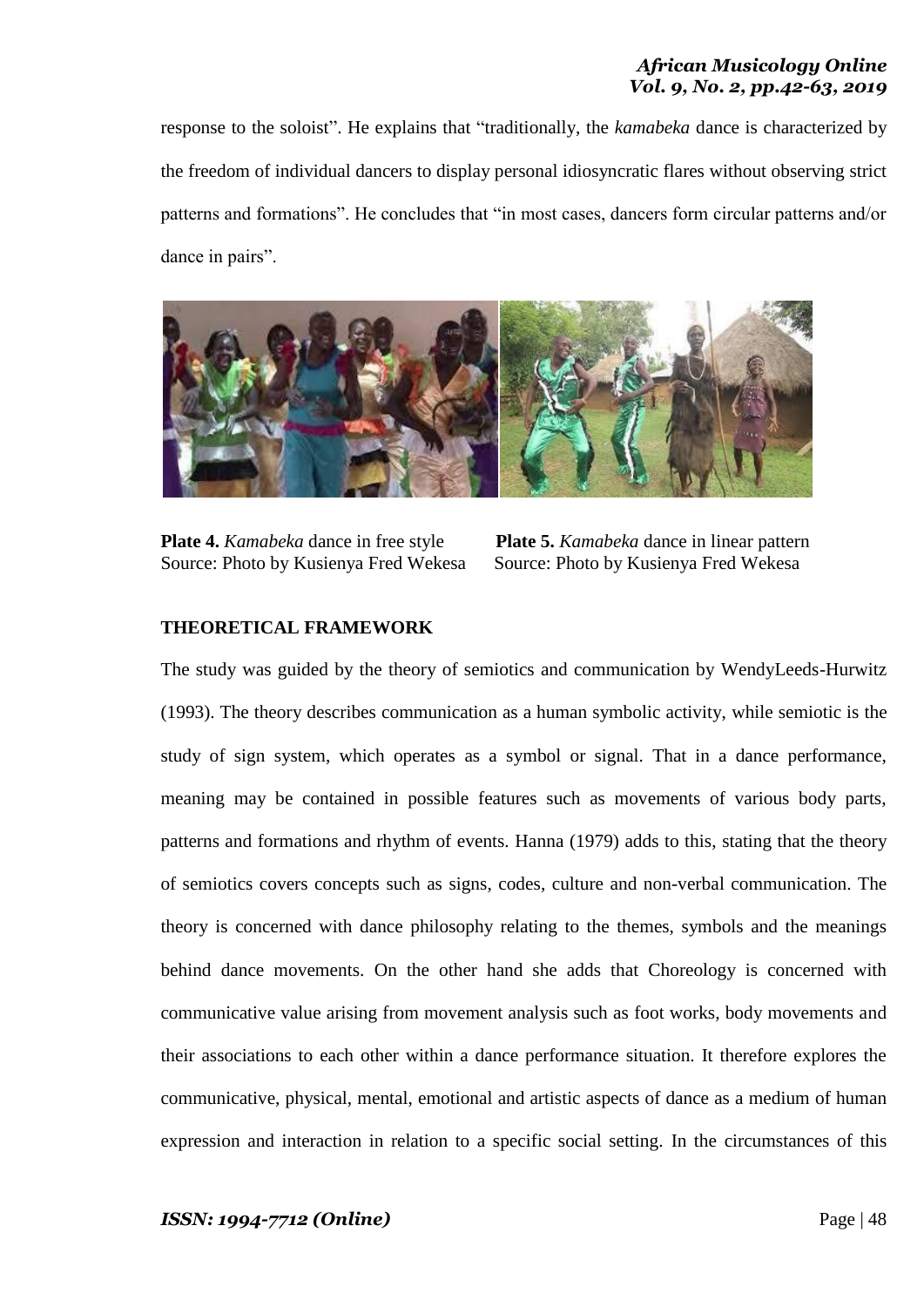response to the soloist". He explains that "traditionally, the *kamabeka* dance is characterized by the freedom of individual dancers to display personal idiosyncratic flares without observing strict patterns and formations". He concludes that "in most cases, dancers form circular patterns and/or dance in pairs".

**Plate 4.** *Kamabeka* dance in free style
Source: Photo by Kusienya Fred Wekesa

**Plate 5.** *Kamabeka* dance in linear pattern
Source: Photo by Kusienya Fred Wekesa

**THEORETICAL FRAMEWORK**

The study was guided by the theory of semiotics and communication by WendyLeeds-Hurwitz (1993). The theory describes communication as a human symbolic activity, while semiotic is the study of sign system, which operates as a symbol or signal. That in a dance performance, meaning may be contained in possible features such as movements of various body parts, patterns and formations and rhythm of events. Hanna (1979) adds to this, stating that the theory of semiotics covers concepts such as signs, codes, culture and non-verbal communication. The theory is concerned with dance philosophy relating to the themes, symbols and the meanings behind dance movements. On the other hand she adds that Choreology is concerned with communicative value arising from movement analysis such as foot works, body movements and their associations to each other within a dance performance situation. It therefore explores the communicative, physical, mental, emotional and artistic aspects of dance as a medium of human expression and interaction in relation to a specific social setting. In the circumstances of this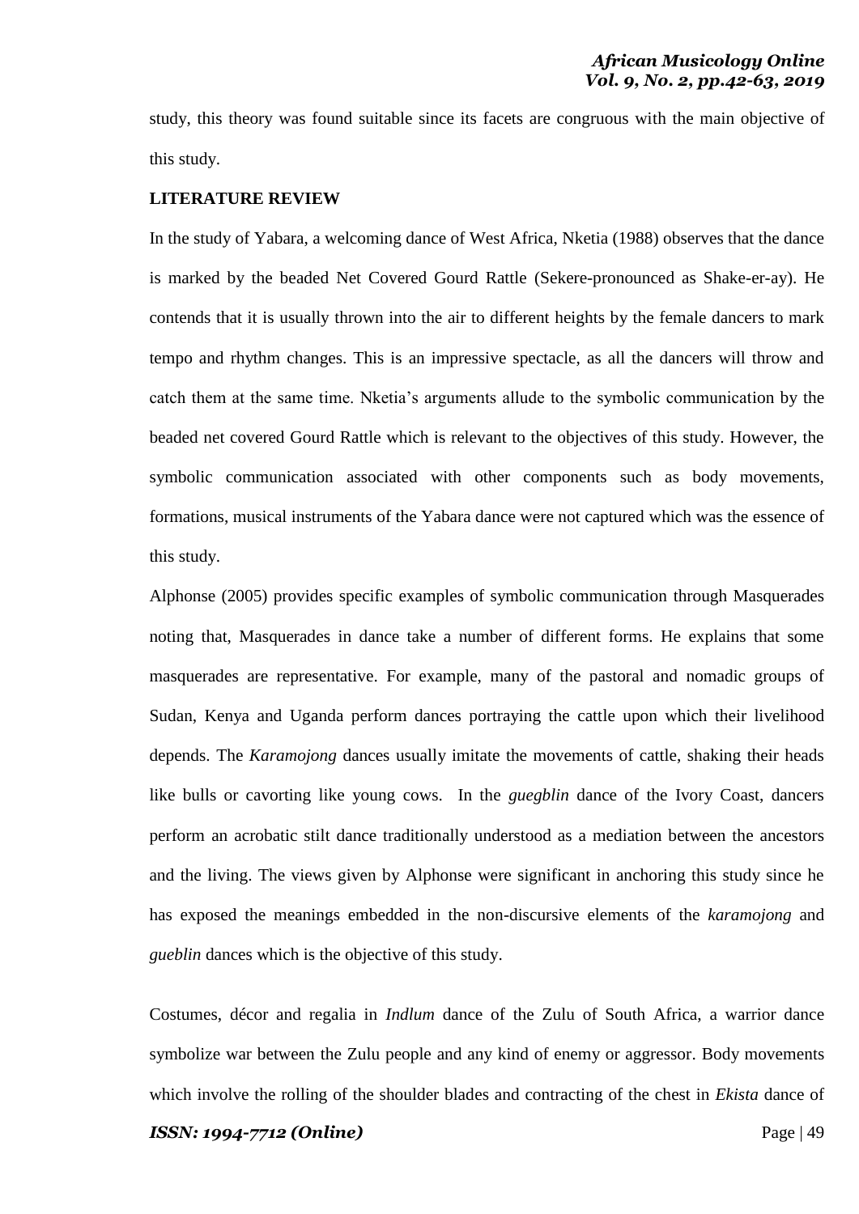study, this theory was found suitable since its facets are congruous with the main objective of this study.

## LITERATURE REVIEW

In the study of Yabara, a welcoming dance of West Africa, Nketia (1988) observes that the dance is marked by the beaded Net Covered Gourd Rattle (Sekere-pronounced as Shake-er-ay). He contends that it is usually thrown into the air to different heights by the female dancers to mark tempo and rhythm changes. This is an impressive spectacle, as all the dancers will throw and catch them at the same time. Nketia's arguments allude to the symbolic communication by the beaded net covered Gourd Rattle which is relevant to the objectives of this study. However, the symbolic communication associated with other components such as body movements, formations, musical instruments of the Yabara dance were not captured which was the essence of this study.

Alphonse (2005) provides specific examples of symbolic communication through Masquerades noting that, Masquerades in dance take a number of different forms. He explains that some masquerades are representative. For example, many of the pastoral and nomadic groups of Sudan, Kenya and Uganda perform dances portraying the cattle upon which their livelihood depends. The *Karamojong* dances usually imitate the movements of cattle, shaking their heads like bulls or cavorting like young cows. In the *guegblin* dance of the Ivory Coast, dancers perform an acrobatic stilt dance traditionally understood as a mediation between the ancestors and the living. The views given by Alphonse were significant in anchoring this study since he has exposed the meanings embedded in the non-discursive elements of the *karamojong* and *gueblin* dances which is the objective of this study.

Costumes, décor and regalia in *Indlum* dance of the Zulu of South Africa, a warrior dance symbolize war between the Zulu people and any kind of enemy or aggressor. Body movements which involve the rolling of the shoulder blades and contracting of the chest in *Ekista* dance of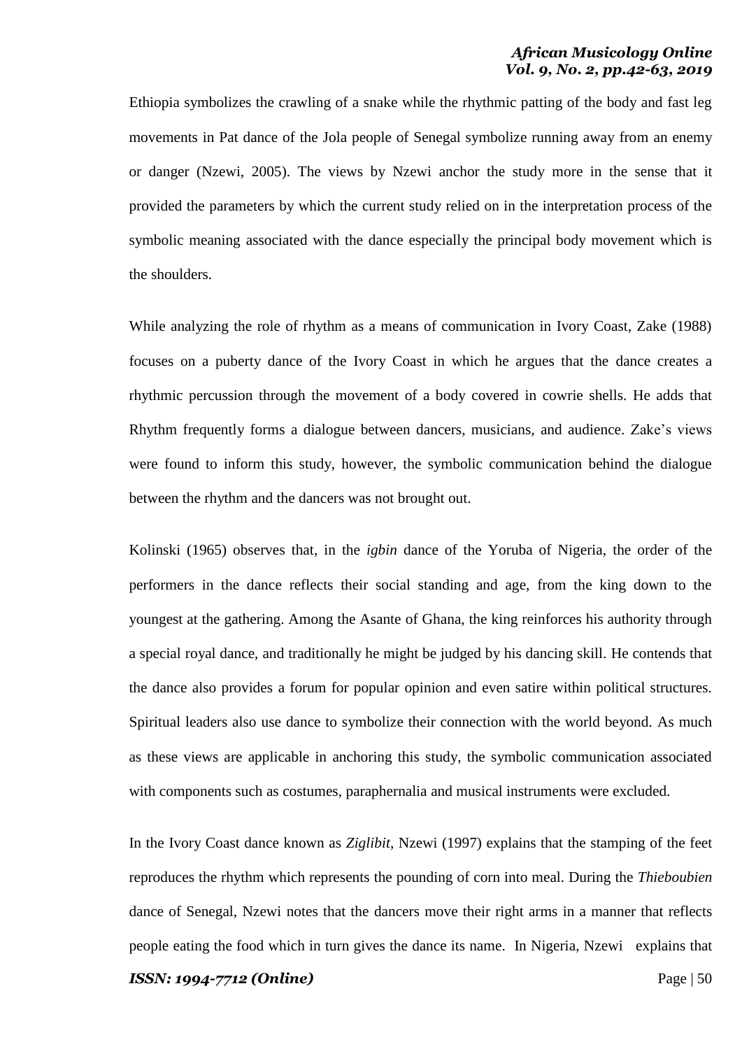Ethiopia symbolizes the crawling of a snake while the rhythmic patting of the body and fast leg movements in Pat dance of the Jola people of Senegal symbolize running away from an enemy or danger (Nzewi, 2005). The views by Nzewi anchor the study more in the sense that it provided the parameters by which the current study relied on in the interpretation process of the symbolic meaning associated with the dance especially the principal body movement which is the shoulders.

While analyzing the role of rhythm as a means of communication in Ivory Coast, Zake (1988) focuses on a puberty dance of the Ivory Coast in which he argues that the dance creates a rhythmic percussion through the movement of a body covered in cowrie shells. He adds that Rhythm frequently forms a dialogue between dancers, musicians, and audience. Zake's views were found to inform this study, however, the symbolic communication behind the dialogue between the rhythm and the dancers was not brought out.

Kolinski (1965) observes that, in the *igbin* dance of the Yoruba of Nigeria, the order of the performers in the dance reflects their social standing and age, from the king down to the youngest at the gathering. Among the Asante of Ghana, the king reinforces his authority through a special royal dance, and traditionally he might be judged by his dancing skill. He contends that the dance also provides a forum for popular opinion and even satire within political structures. Spiritual leaders also use dance to symbolize their connection with the world beyond. As much as these views are applicable in anchoring this study, the symbolic communication associated with components such as costumes, paraphernalia and musical instruments were excluded.

In the Ivory Coast dance known as *Ziglibit*, Nzewi (1997) explains that the stamping of the feet reproduces the rhythm which represents the pounding of corn into meal. During the *Thieboubien* dance of Senegal, Nzewi notes that the dancers move their right arms in a manner that reflects people eating the food which in turn gives the dance its name. In Nigeria, Nzewi explains that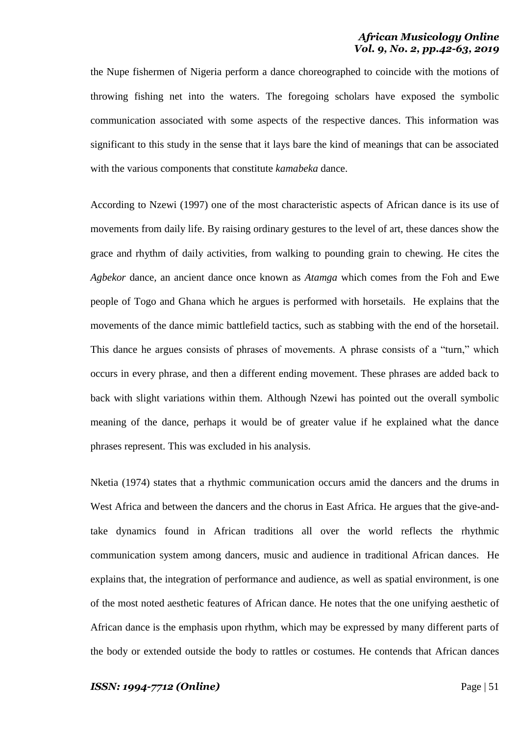the Nupe fishermen of Nigeria perform a dance choreographed to coincide with the motions of throwing fishing net into the waters. The foregoing scholars have exposed the symbolic communication associated with some aspects of the respective dances. This information was significant to this study in the sense that it lays bare the kind of meanings that can be associated with the various components that constitute *kamabeka* dance.

According to Nzewi (1997) one of the most characteristic aspects of African dance is its use of movements from daily life. By raising ordinary gestures to the level of art, these dances show the grace and rhythm of daily activities, from walking to pounding grain to chewing. He cites the *Agbekor* dance, an ancient dance once known as *Atamga* which comes from the Foh and Ewe people of Togo and Ghana which he argues is performed with horsetails. He explains that the movements of the dance mimic battlefield tactics, such as stabbing with the end of the horsetail. This dance he argues consists of phrases of movements. A phrase consists of a "turn," which occurs in every phrase, and then a different ending movement. These phrases are added back to back with slight variations within them. Although Nzewi has pointed out the overall symbolic meaning of the dance, perhaps it would be of greater value if he explained what the dance phrases represent. This was excluded in his analysis.

Nketia (1974) states that a rhythmic communication occurs amid the dancers and the drums in West Africa and between the dancers and the chorus in East Africa. He argues that the give-and-take dynamics found in African traditions all over the world reflects the rhythmic communication system among dancers, music and audience in traditional African dances. He explains that, the integration of performance and audience, as well as spatial environment, is one of the most noted aesthetic features of African dance. He notes that the one unifying aesthetic of African dance is the emphasis upon rhythm, which may be expressed by many different parts of the body or extended outside the body to rattles or costumes. He contends that African dances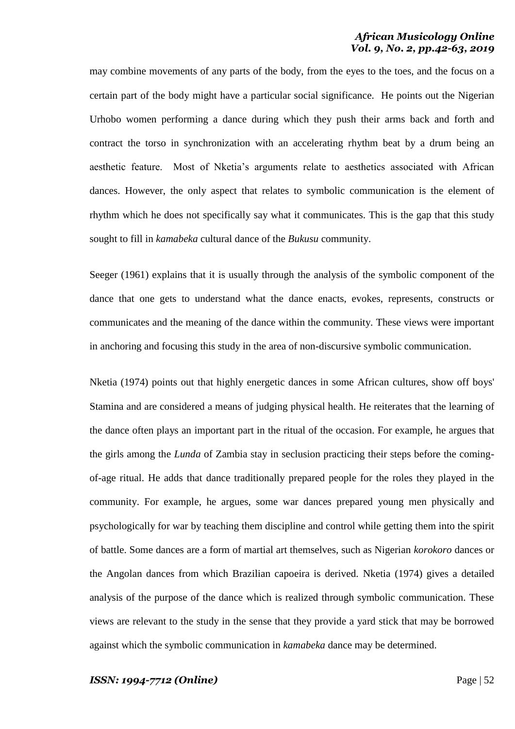may combine movements of any parts of the body, from the eyes to the toes, and the focus on a certain part of the body might have a particular social significance. He points out the Nigerian Urhobo women performing a dance during which they push their arms back and forth and contract the torso in synchronization with an accelerating rhythm beat by a drum being an aesthetic feature. Most of Nketia's arguments relate to aesthetics associated with African dances. However, the only aspect that relates to symbolic communication is the element of rhythm which he does not specifically say what it communicates. This is the gap that this study sought to fill in *kamabeka* cultural dance of the *Bukusu* community.

Seeger (1961) explains that it is usually through the analysis of the symbolic component of the dance that one gets to understand what the dance enacts, evokes, represents, constructs or communicates and the meaning of the dance within the community. These views were important in anchoring and focusing this study in the area of non-discursive symbolic communication.

Nketia (1974) points out that highly energetic dances in some African cultures, show off boys' Stamina and are considered a means of judging physical health. He reiterates that the learning of the dance often plays an important part in the ritual of the occasion. For example, he argues that the girls among the *Lunda* of Zambia stay in seclusion practicing their steps before the coming-of-age ritual. He adds that dance traditionally prepared people for the roles they played in the community. For example, he argues, some war dances prepared young men physically and psychologically for war by teaching them discipline and control while getting them into the spirit of battle. Some dances are a form of martial art themselves, such as Nigerian *korokoro* dances or the Angolan dances from which Brazilian capoeira is derived. Nketia (1974) gives a detailed analysis of the purpose of the dance which is realized through symbolic communication. These views are relevant to the study in the sense that they provide a yard stick that may be borrowed against which the symbolic communication in *kamabeka* dance may be determined.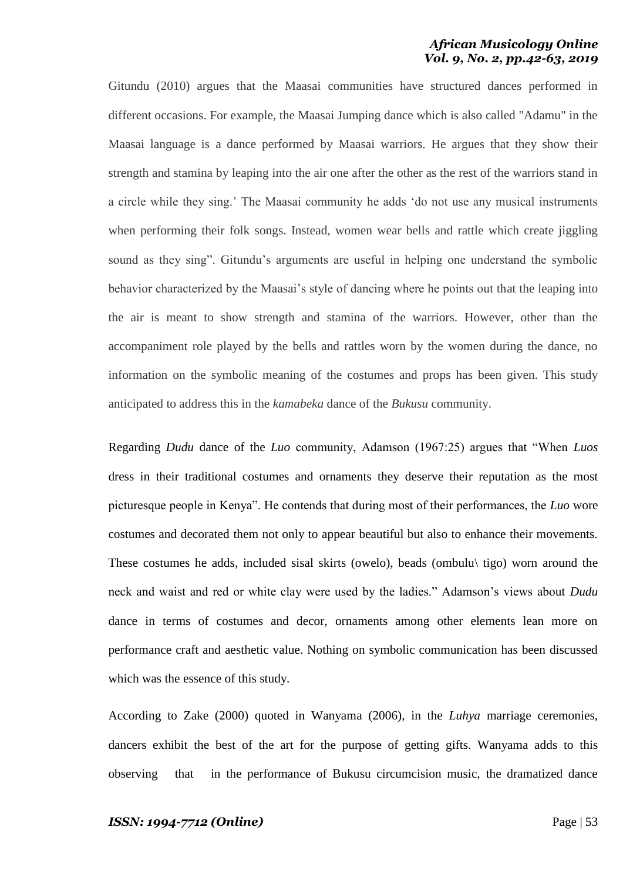Gitundu (2010) argues that the Maasai communities have structured dances performed in different occasions. For example, the Maasai Jumping dance which is also called "Adamu" in the Maasai language is a dance performed by Maasai warriors. He argues that they show their strength and stamina by leaping into the air one after the other as the rest of the warriors stand in a circle while they sing.' The Maasai community he adds 'do not use any musical instruments when performing their folk songs. Instead, women wear bells and rattle which create jiggling sound as they sing". Gitundu's arguments are useful in helping one understand the symbolic behavior characterized by the Maasai's style of dancing where he points out that the leaping into the air is meant to show strength and stamina of the warriors. However, other than the accompaniment role played by the bells and rattles worn by the women during the dance, no information on the symbolic meaning of the costumes and props has been given. This study anticipated to address this in the *kamabeka* dance of the *Bukusu* community.

Regarding *Dudu* dance of the *Luo* community, Adamson (1967:25) argues that "When *Luos* dress in their traditional costumes and ornaments they deserve their reputation as the most picturesque people in Kenya". He contends that during most of their performances, the *Luo* wore costumes and decorated them not only to appear beautiful but also to enhance their movements. These costumes he adds, included sisal skirts (owelo), beads (ombulu\ tigo) worn around the neck and waist and red or white clay were used by the ladies." Adamson's views about *Dudu* dance in terms of costumes and decor, ornaments among other elements lean more on performance craft and aesthetic value. Nothing on symbolic communication has been discussed which was the essence of this study.

According to Zake (2000) quoted in Wanyama (2006), in the *Luhya* marriage ceremonies, dancers exhibit the best of the art for the purpose of getting gifts. Wanyama adds to this observing that in the performance of Bukusu circumcision music, the dramatized dance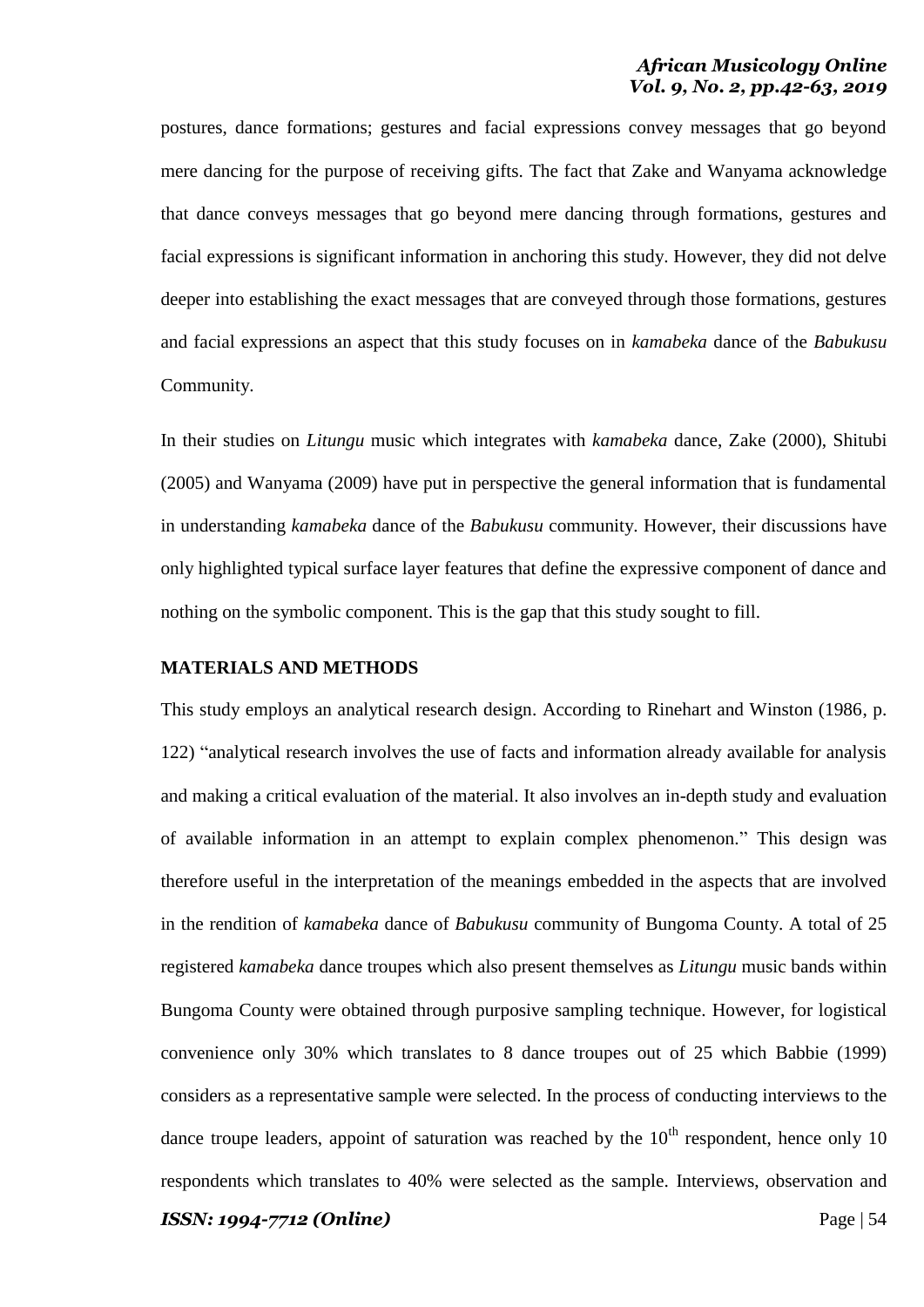postures, dance formations; gestures and facial expressions convey messages that go beyond mere dancing for the purpose of receiving gifts. The fact that Zake and Wanyama acknowledge that dance conveys messages that go beyond mere dancing through formations, gestures and facial expressions is significant information in anchoring this study. However, they did not delve deeper into establishing the exact messages that are conveyed through those formations, gestures and facial expressions an aspect that this study focuses on in *kamabeka* dance of the *Babukusu* Community.

In their studies on *Litungu* music which integrates with *kamabeka* dance, Zake (2000), Shitubi (2005) and Wanyama (2009) have put in perspective the general information that is fundamental in understanding *kamabeka* dance of the *Babukusu* community. However, their discussions have only highlighted typical surface layer features that define the expressive component of dance and nothing on the symbolic component. This is the gap that this study sought to fill.

## MATERIALS AND METHODS

This study employs an analytical research design. According to Rinehart and Winston (1986, p. 122) "analytical research involves the use of facts and information already available for analysis and making a critical evaluation of the material. It also involves an in-depth study and evaluation of available information in an attempt to explain complex phenomenon." This design was therefore useful in the interpretation of the meanings embedded in the aspects that are involved in the rendition of *kamabeka* dance of *Babukusu* community of Bungoma County. A total of 25 registered *kamabeka* dance troupes which also present themselves as *Litungu* music bands within Bungoma County were obtained through purposive sampling technique. However, for logistical convenience only 30% which translates to 8 dance troupes out of 25 which Babbie (1999) considers as a representative sample were selected. In the process of conducting interviews to the dance troupe leaders, appoint of saturation was reached by the 10th respondent, hence only 10 respondents which translates to 40% were selected as the sample. Interviews, observation and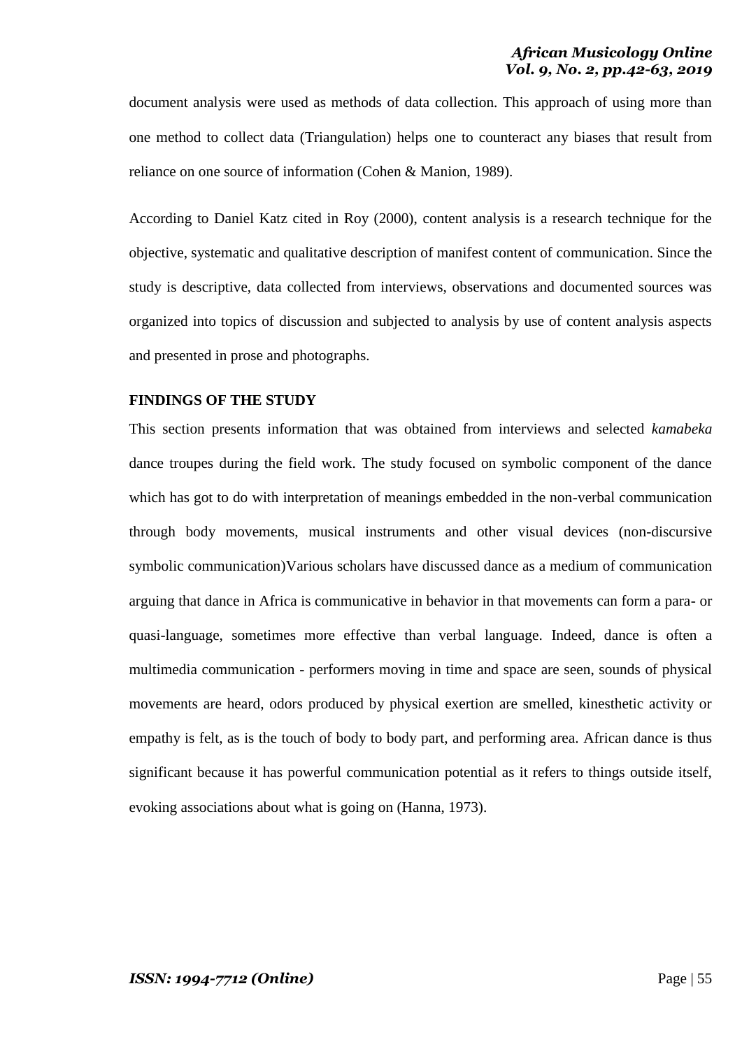document analysis were used as methods of data collection. This approach of using more than one method to collect data (Triangulation) helps one to counteract any biases that result from reliance on one source of information (Cohen & Manion, 1989).

According to Daniel Katz cited in Roy (2000), content analysis is a research technique for the objective, systematic and qualitative description of manifest content of communication. Since the study is descriptive, data collected from interviews, observations and documented sources was organized into topics of discussion and subjected to analysis by use of content analysis aspects and presented in prose and photographs.

## FINDINGS OF THE STUDY

This section presents information that was obtained from interviews and selected *kamabeka* dance troupes during the field work. The study focused on symbolic component of the dance which has got to do with interpretation of meanings embedded in the non-verbal communication through body movements, musical instruments and other visual devices (non-discursive symbolic communication)Various scholars have discussed dance as a medium of communication arguing that dance in Africa is communicative in behavior in that movements can form a para- or quasi-language, sometimes more effective than verbal language. Indeed, dance is often a multimedia communication - performers moving in time and space are seen, sounds of physical movements are heard, odors produced by physical exertion are smelled, kinesthetic activity or empathy is felt, as is the touch of body to body part, and performing area. African dance is thus significant because it has powerful communication potential as it refers to things outside itself, evoking associations about what is going on (Hanna, 1973).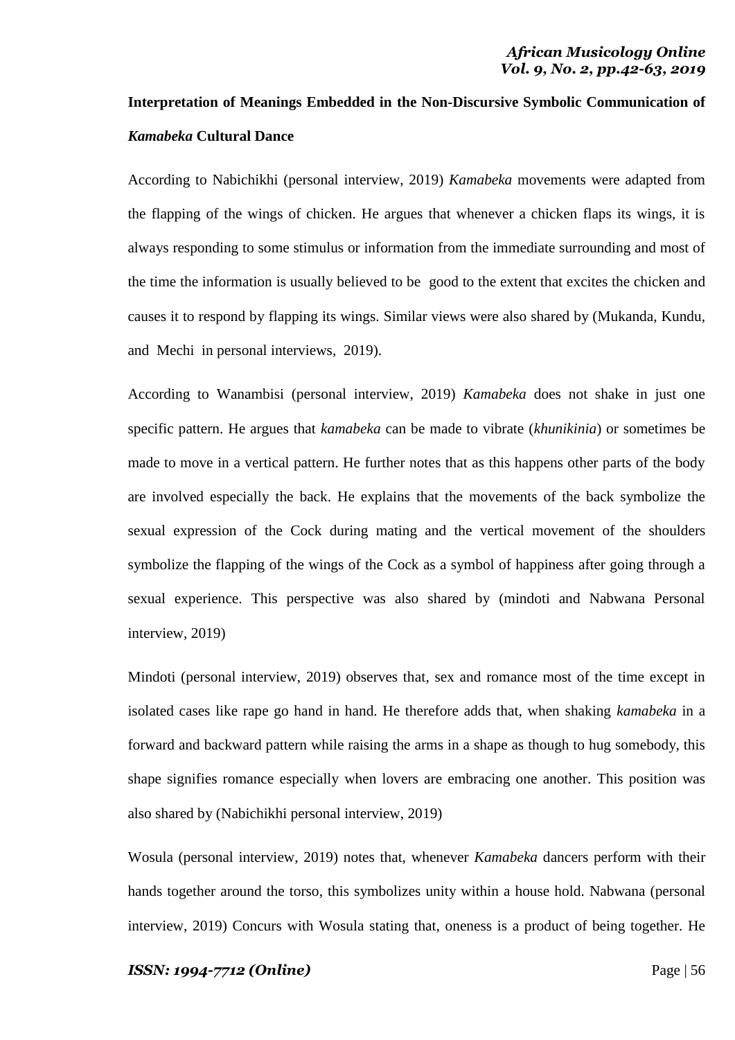**Interpretation of Meanings Embedded in the Non-Discursive Symbolic Communication of *Kamabeka* Cultural Dance**

According to Nabichikhi (personal interview, 2019) *Kamabeka* movements were adapted from the flapping of the wings of chicken. He argues that whenever a chicken flaps its wings, it is always responding to some stimulus or information from the immediate surrounding and most of the time the information is usually believed to be good to the extent that excites the chicken and causes it to respond by flapping its wings. Similar views were also shared by (Mukanda, Kundu, and Mechi in personal interviews, 2019).

According to Wanambisi (personal interview, 2019) *Kamabeka* does not shake in just one specific pattern. He argues that *kamabeka* can be made to vibrate (*khunikinia*) or sometimes be made to move in a vertical pattern. He further notes that as this happens other parts of the body are involved especially the back. He explains that the movements of the back symbolize the sexual expression of the Cock during mating and the vertical movement of the shoulders symbolize the flapping of the wings of the Cock as a symbol of happiness after going through a sexual experience. This perspective was also shared by (mindoti and Nabwana Personal interview, 2019)

Mindoti (personal interview, 2019) observes that, sex and romance most of the time except in isolated cases like rape go hand in hand. He therefore adds that, when shaking *kamabeka* in a forward and backward pattern while raising the arms in a shape as though to hug somebody, this shape signifies romance especially when lovers are embracing one another. This position was also shared by (Nabichikhi personal interview, 2019)

Wosula (personal interview, 2019) notes that, whenever *Kamabeka* dancers perform with their hands together around the torso, this symbolizes unity within a house hold. Nabwana (personal interview, 2019) Concurs with Wosula stating that, oneness is a product of being together. He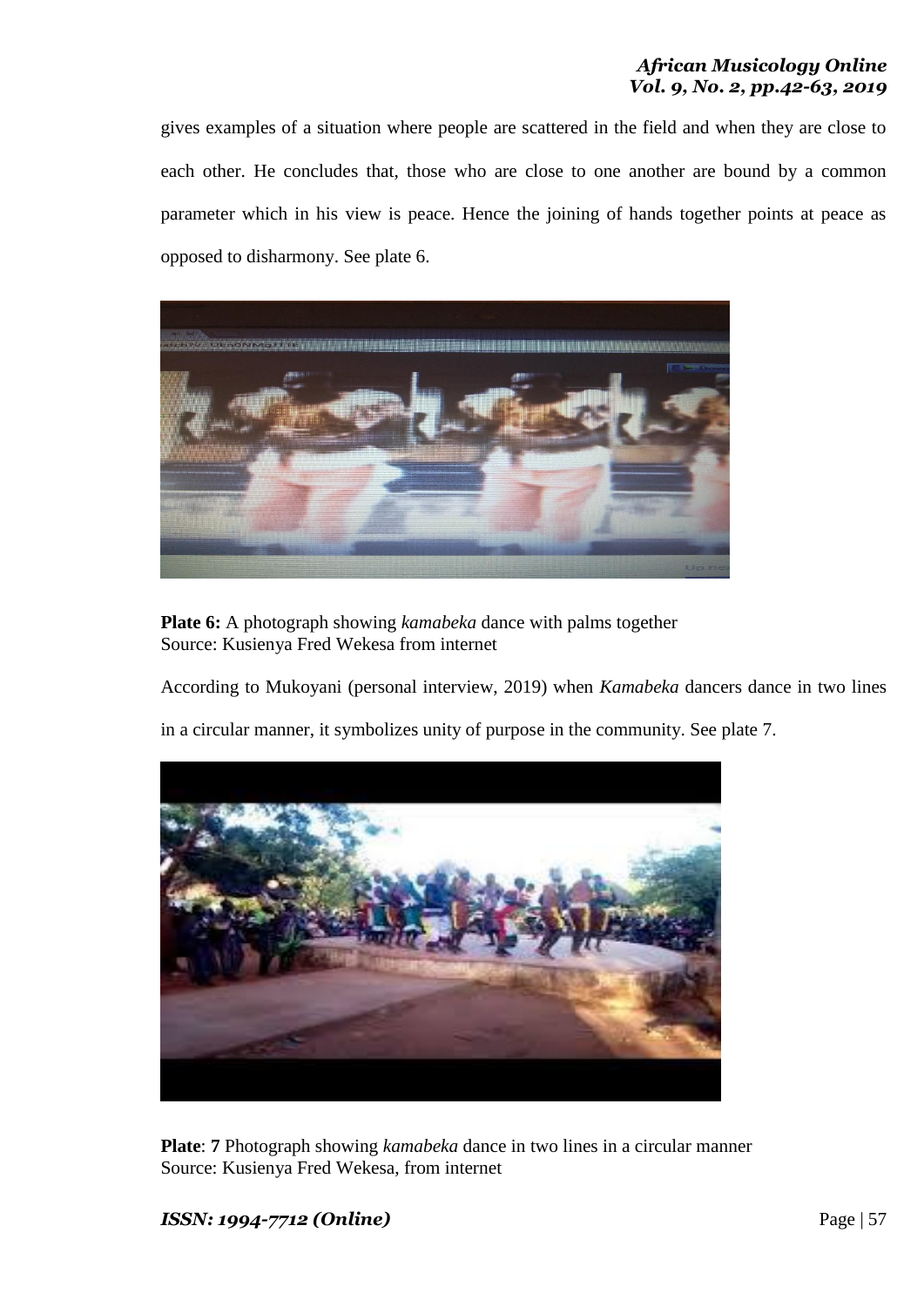gives examples of a situation where people are scattered in the field and when they are close to each other. He concludes that, those who are close to one another are bound by a common parameter which in his view is peace. Hence the joining of hands together points at peace as opposed to disharmony. See plate 6.

**Plate 6:** A photograph showing *kamabeka* dance with palms together
Source: Kusienya Fred Wekesa from internet

According to Mukoyani (personal interview, 2019) when *Kamabeka* dancers dance in two lines in a circular manner, it symbolizes unity of purpose in the community. See plate 7.

**Plate**: **7** Photograph showing *kamabeka* dance in two lines in a circular manner
Source: Kusienya Fred Wekesa, from internet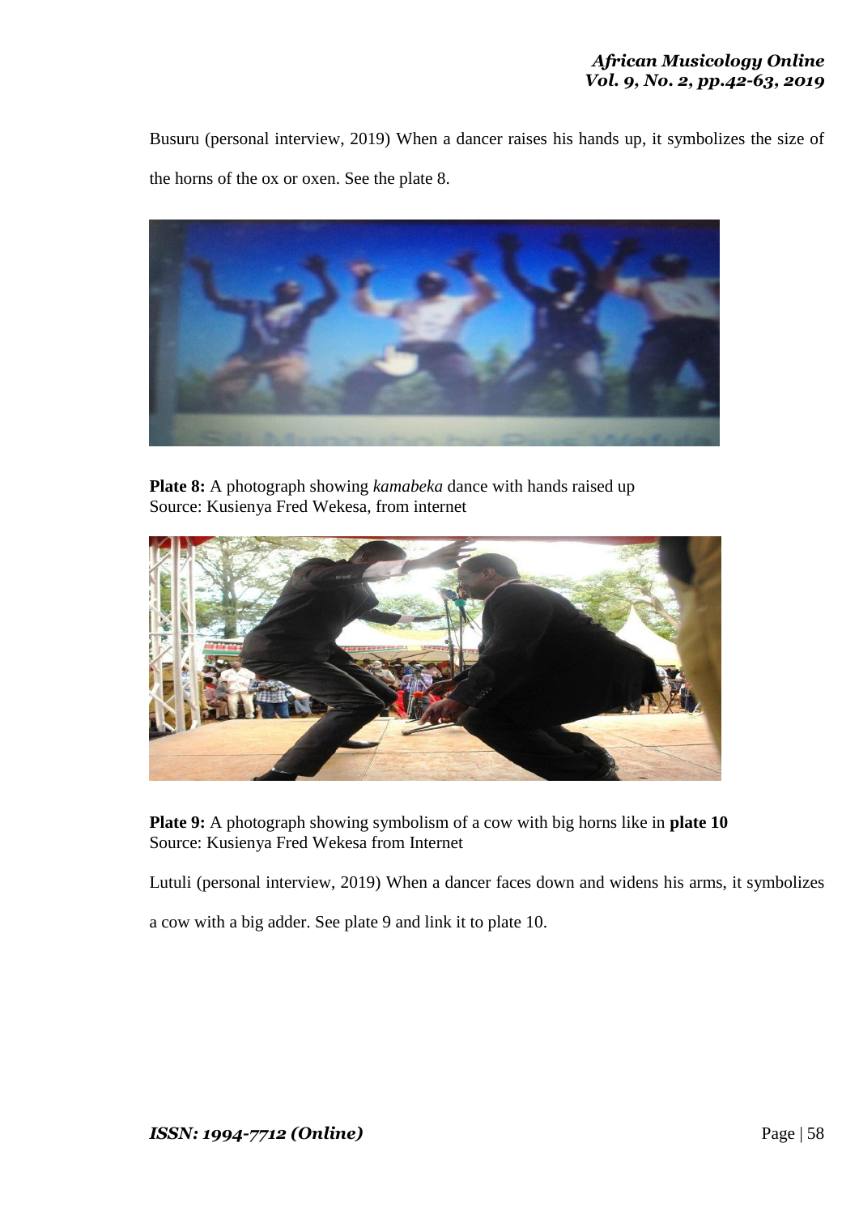Busuru (personal interview, 2019) When a dancer raises his hands up, it symbolizes the size of the horns of the ox or oxen. See the plate 8.

**Plate 8:** A photograph showing *kamabeka* dance with hands raised up
Source: Kusienya Fred Wekesa, from internet

**Plate 9:** A photograph showing symbolism of a cow with big horns like in **plate 10**
Source: Kusienya Fred Wekesa from Internet

Lutuli (personal interview, 2019) When a dancer faces down and widens his arms, it symbolizes a cow with a big adder. See plate 9 and link it to plate 10.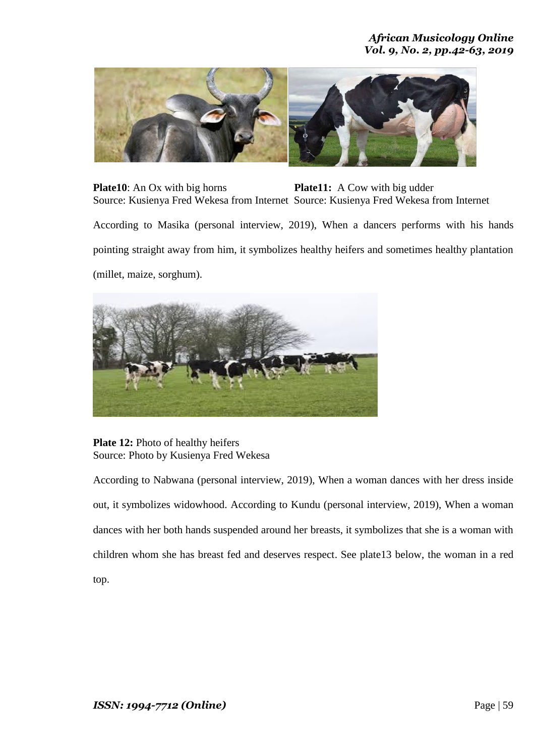**Plate10**: An Ox with big horns
Source: Kusienya Fred Wekesa from Internet

**Plate11:** A Cow with big udder
Source: Kusienya Fred Wekesa from Internet

According to Masika (personal interview, 2019), When a dancers performs with his hands pointing straight away from him, it symbolizes healthy heifers and sometimes healthy plantation (millet, maize, sorghum).

**Plate 12:** Photo of healthy heifers
Source: Photo by Kusienya Fred Wekesa

According to Nabwana (personal interview, 2019), When a woman dances with her dress inside out, it symbolizes widowhood. According to Kundu (personal interview, 2019), When a woman dances with her both hands suspended around her breasts, it symbolizes that she is a woman with children whom she has breast fed and deserves respect. See plate13 below, the woman in a red top.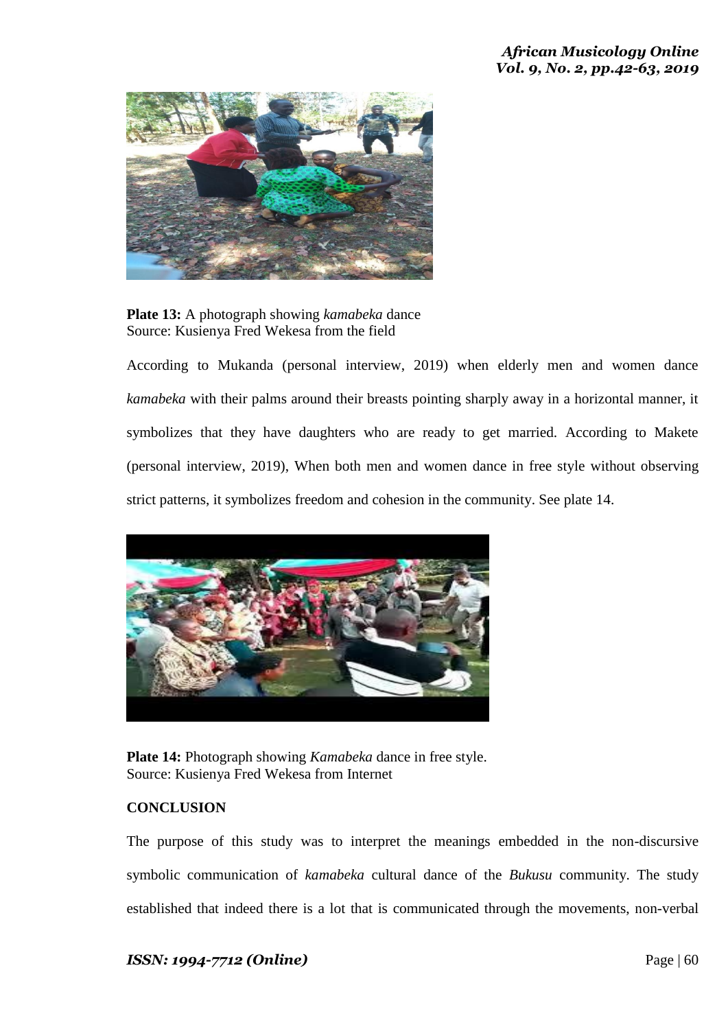**Plate 13:** A photograph showing *kamabeka* dance
Source: Kusienya Fred Wekesa from the field

According to Mukanda (personal interview, 2019) when elderly men and women dance *kamabeka* with their palms around their breasts pointing sharply away in a horizontal manner, it symbolizes that they have daughters who are ready to get married. According to Makete (personal interview, 2019), When both men and women dance in free style without observing strict patterns, it symbolizes freedom and cohesion in the community. See plate 14.

**Plate 14:** Photograph showing *Kamabeka* dance in free style.
Source: Kusienya Fred Wekesa from Internet

## CONCLUSION

The purpose of this study was to interpret the meanings embedded in the non-discursive symbolic communication of *kamabeka* cultural dance of the *Bukusu* community. The study established that indeed there is a lot that is communicated through the movements, non-verbal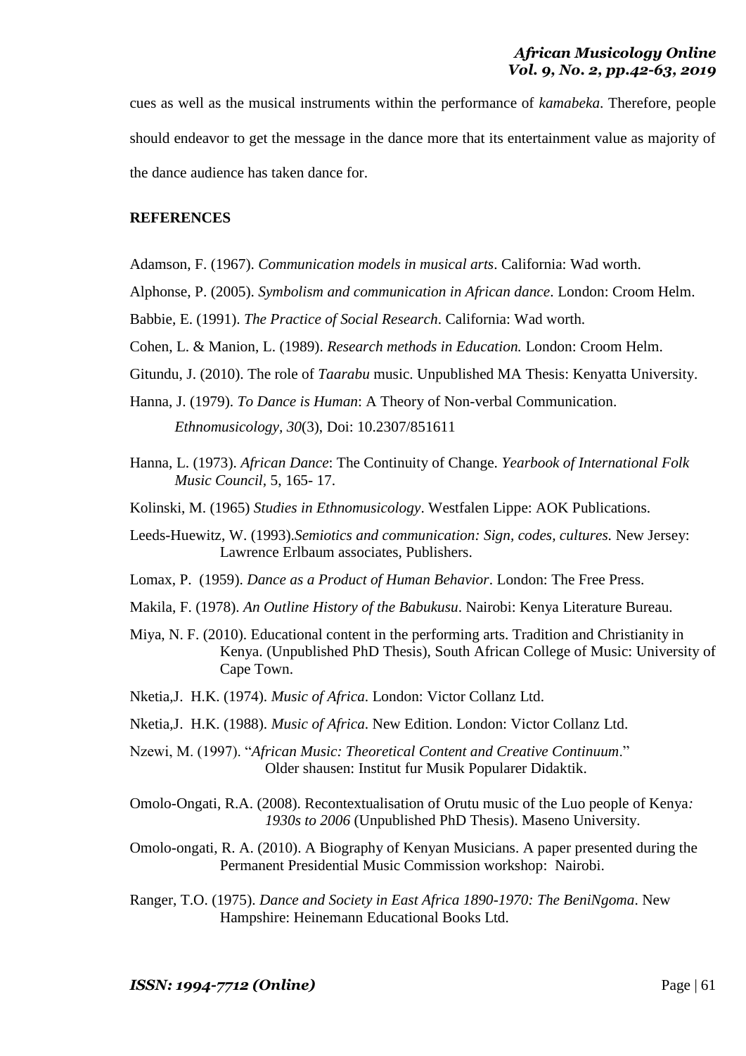cues as well as the musical instruments within the performance of *kamabeka*. Therefore, people should endeavor to get the message in the dance more that its entertainment value as majority of the dance audience has taken dance for.

## REFERENCES

Adamson, F. (1967). *Communication models in musical arts*. California: Wad worth.

Alphonse, P. (2005). *Symbolism and communication in African dance*. London: Croom Helm.

Babbie, E. (1991). *The Practice of Social Research*. California: Wad worth.

Cohen, L. & Manion, L. (1989). *Research methods in Education.* London: Croom Helm.

Gitundu, J. (2010). The role of *Taarabu* music. Unpublished MA Thesis: Kenyatta University.

Hanna, J. (1979). *To Dance is Human*: A Theory of Non-verbal Communication. *Ethnomusicology, 30*(3), Doi: 10.2307/851611

Hanna, L. (1973). *African Dance*: The Continuity of Change. *Yearbook of International Folk Music Council*, 5, 165- 17.

Kolinski, M. (1965) *Studies in Ethnomusicology*. Westfalen Lippe: AOK Publications.

Leeds-Huewitz, W. (1993).*Semiotics and communication: Sign, codes, cultures.* New Jersey: Lawrence Erlbaum associates, Publishers.

Lomax, P. (1959). *Dance as a Product of Human Behavior*. London: The Free Press.

Makila, F. (1978). *An Outline History of the Babukusu*. Nairobi: Kenya Literature Bureau.

Miya, N. F. (2010). Educational content in the performing arts. Tradition and Christianity in Kenya. (Unpublished PhD Thesis), South African College of Music: University of Cape Town.

Nketia,J. H.K. (1974). *Music of Africa*. London: Victor Collanz Ltd.

Nketia,J. H.K. (1988). *Music of Africa*. New Edition. London: Victor Collanz Ltd.

Nzewi, M. (1997). "*African Music: Theoretical Content and Creative Continuum*." Older shausen: Institut fur Musik Popularer Didaktik.

Omolo-Ongati, R.A. (2008). Recontextualisation of Orutu music of the Luo people of Kenya*: 1930s to 2006* (Unpublished PhD Thesis). Maseno University.

Omolo-ongati, R. A. (2010). A Biography of Kenyan Musicians. A paper presented during the Permanent Presidential Music Commission workshop: Nairobi.

Ranger, T.O. (1975). *Dance and Society in East Africa 1890-1970: The BeniNgoma*. New Hampshire: Heinemann Educational Books Ltd.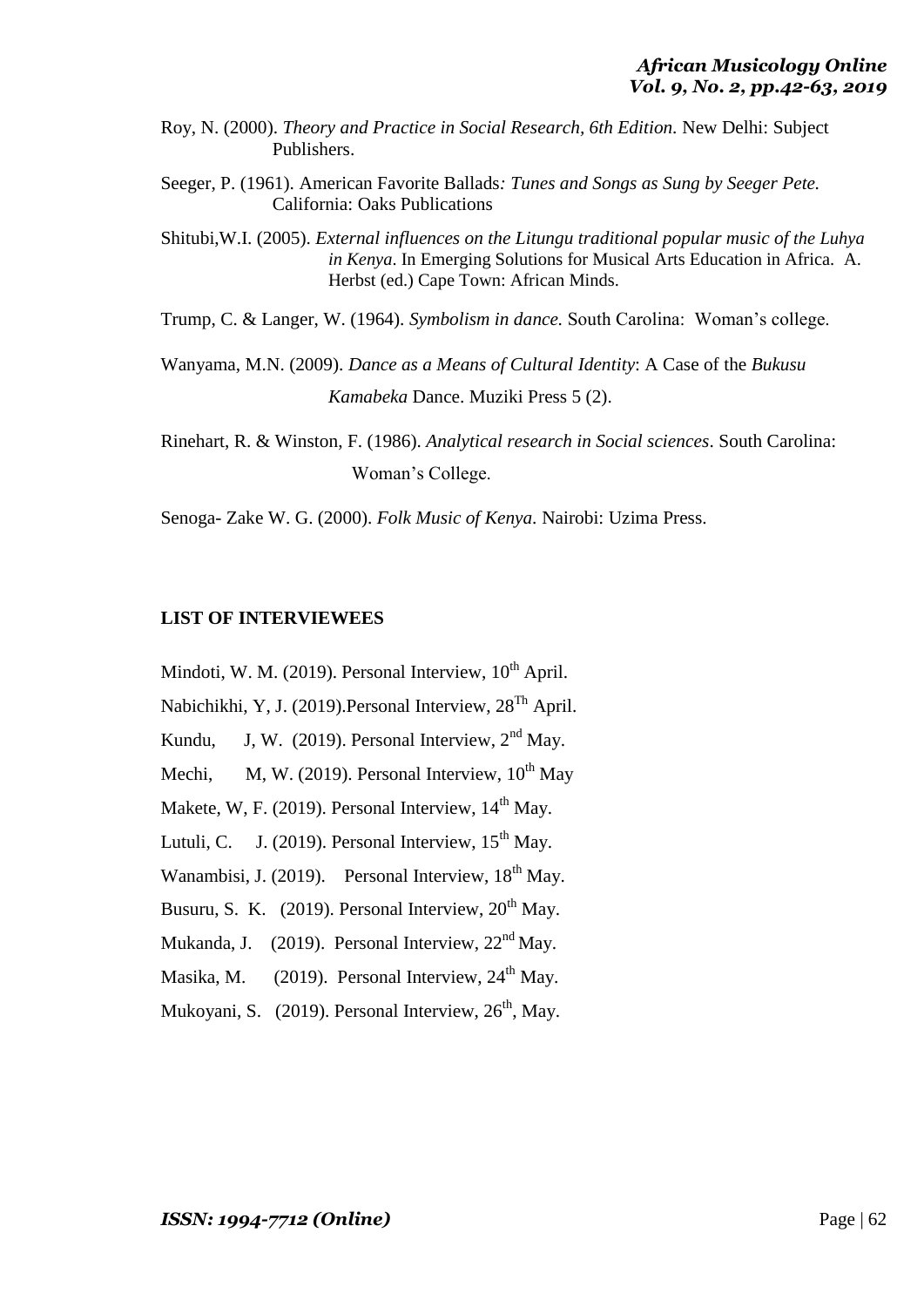Roy, N. (2000). *Theory and Practice in Social Research, 6th Edition.* New Delhi: Subject Publishers.

Seeger, P. (1961). American Favorite Ballads*: Tunes and Songs as Sung by Seeger Pete.* California: Oaks Publications

Shitubi,W.I. (2005). *External influences on the Litungu traditional popular music of the Luhya in Kenya*. In Emerging Solutions for Musical Arts Education in Africa. A. Herbst (ed.) Cape Town: African Minds.

Trump, C. & Langer, W. (1964). *Symbolism in dance.* South Carolina: Woman's college.

Wanyama, M.N. (2009). *Dance as a Means of Cultural Identity*: A Case of the *Bukusu Kamabeka* Dance. Muziki Press 5 (2).

Rinehart, R. & Winston, F. (1986). *Analytical research in Social sciences*. South Carolina: Woman's College.

Senoga- Zake W. G. (2000). *Folk Music of Kenya.* Nairobi: Uzima Press.

## LIST OF INTERVIEWEES

Mindoti, W. M. (2019). Personal Interview, 10th April.

Nabichikhi, Y, J. (2019).Personal Interview, 28Th April.

Kundu, J, W. (2019). Personal Interview, 2nd May.

Mechi, M, W. (2019). Personal Interview, 10th May

Makete, W, F. (2019). Personal Interview, 14th May.

Lutuli, C. J. (2019). Personal Interview, 15th May.

Wanambisi, J. (2019). Personal Interview, 18th May.

Busuru, S. K. (2019). Personal Interview, 20th May.

Mukanda, J. (2019). Personal Interview, 22nd May.

Masika, M. (2019). Personal Interview, 24th May.

Mukoyani, S. (2019). Personal Interview, 26th, May.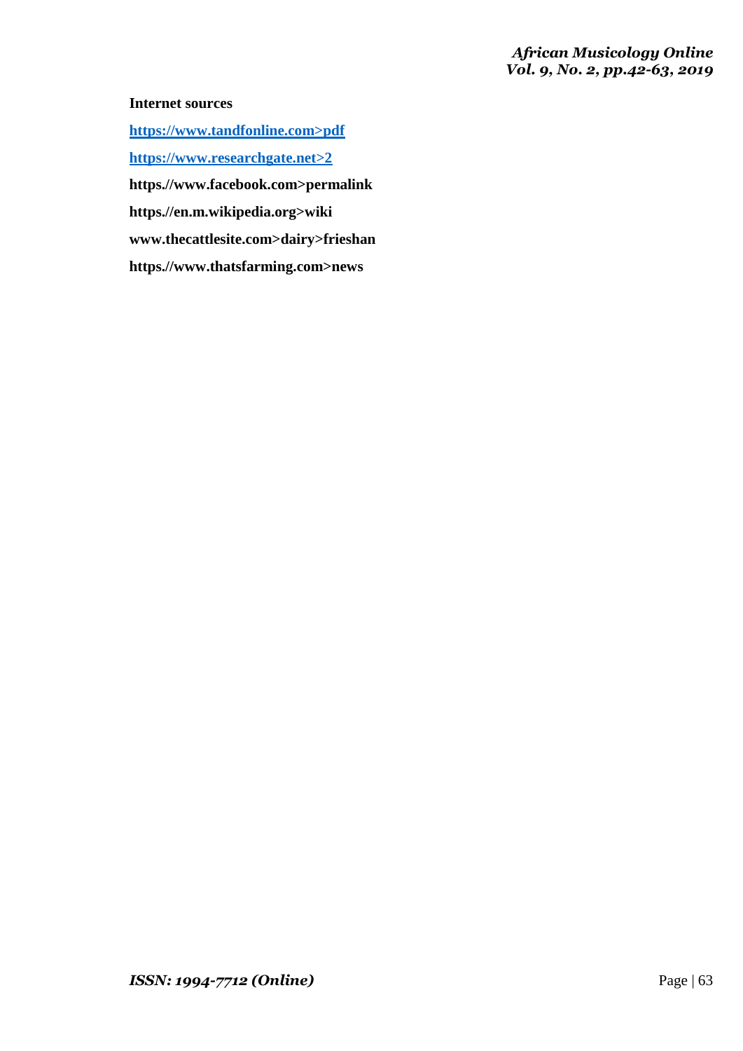**Internet sources**

**https://www.tandfonline.com>pdf**

**https://www.researchgate.net>2**

**https.//www.facebook.com>permalink**

**https.//en.m.wikipedia.org>wiki**

**www.thecattlesite.com>dairy>frieshan**

**https.//www.thatsfarming.com>news**